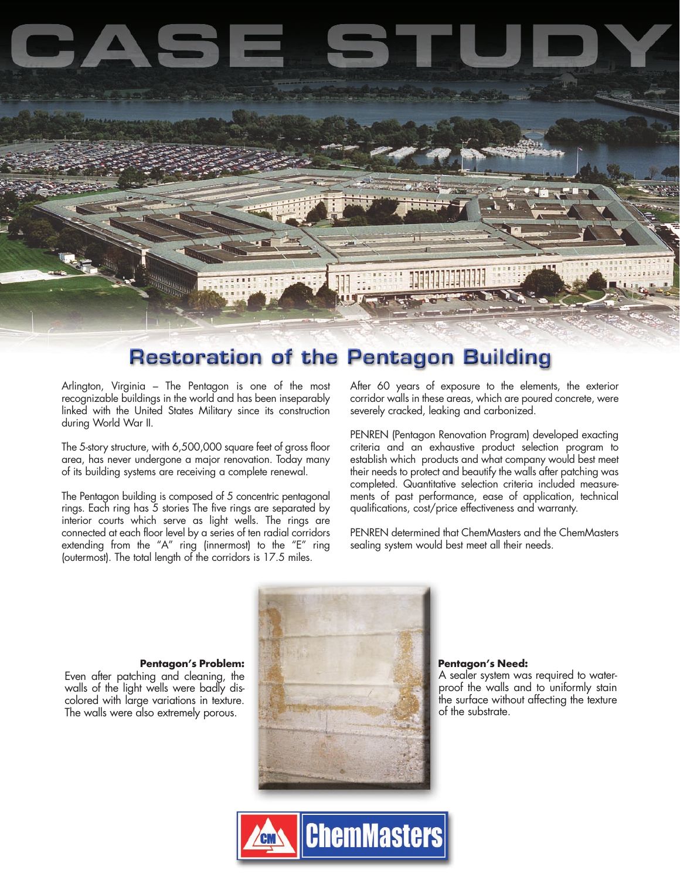# CASE STUDY

## Restoration of the Pentagon Building

Arlington, Virginia – The Pentagon is one of the most recognizable buildings in the world and has been inseparably linked with the United States Military since its construction during World War II.

The 5-story structure, with 6,500,000 square feet of gross floor area, has never undergone a major renovation. Today many of its building systems are receiving a complete renewal.

The Pentagon building is composed of 5 concentric pentagonal rings. Each ring has 5 stories The five rings are separated by interior courts which serve as light wells. The rings are connected at each floor level by a series of ten radial corridors extending from the "A" ring (innermost) to the "E" ring (outermost). The total length of the corridors is 17.5 miles.

After 60 years of exposure to the elements, the exterior corridor walls in these areas, which are poured concrete, were severely cracked, leaking and carbonized.

PENREN (Pentagon Renovation Program) developed exacting criteria and an exhaustive product selection program to establish which products and what company would best meet their needs to protect and beautify the walls after patching was completed. Quantitative selection criteria included measurements of past performance, ease of application, technical qualifications, cost/price effectiveness and warranty.

PENREN determined that ChemMasters and the ChemMasters sealing system would best meet all their needs.

**Pentagon's Problem:**
Even after patching and cleaning, the walls of the light wells were badly discolored with large variations in texture. The walls were also extremely porous.

**Pentagon's Need:**
A sealer system was required to waterproof the walls and to uniformly stain the surface without affecting the texture of the substrate.

ChemMasters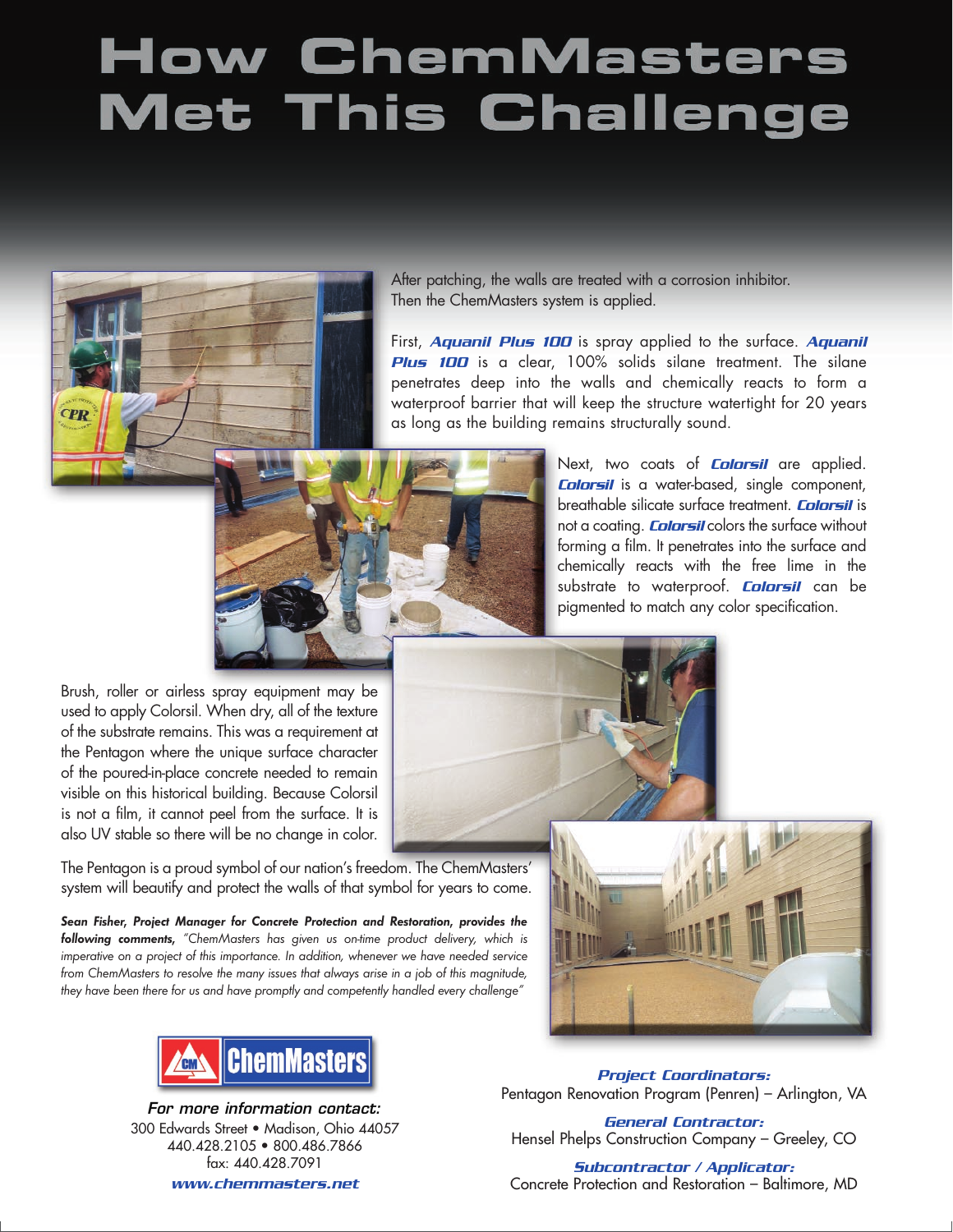# How ChemMasters Met This Challenge

After patching, the walls are treated with a corrosion inhibitor. Then the ChemMasters system is applied.

First, ***Aquanil Plus 100*** is spray applied to the surface. ***Aquanil Plus 100*** is a clear, 100% solids silane treatment. The silane penetrates deep into the walls and chemically reacts to form a waterproof barrier that will keep the structure watertight for 20 years as long as the building remains structurally sound.

Next, two coats of ***Colorsil*** are applied. ***Colorsil*** is a water-based, single component, breathable silicate surface treatment. ***Colorsil*** is not a coating. ***Colorsil*** colors the surface without forming a film. It penetrates into the surface and chemically reacts with the free lime in the substrate to waterproof. ***Colorsil*** can be pigmented to match any color specification.

Brush, roller or airless spray equipment may be used to apply Colorsil. When dry, all of the texture of the substrate remains. This was a requirement at the Pentagon where the unique surface character of the poured-in-place concrete needed to remain visible on this historical building. Because Colorsil is not a film, it cannot peel from the surface. It is also UV stable so there will be no change in color.

The Pentagon is a proud symbol of our nation's freedom. The ChemMasters' system will beautify and protect the walls of that symbol for years to come.

***Sean Fisher, Project Manager for Concrete Protection and Restoration, provides the following comments,*** *"ChemMasters has given us on-time product delivery, which is imperative on a project of this importance. In addition, whenever we have needed service from ChemMasters to resolve the many issues that always arise in a job of this magnitude, they have been there for us and have promptly and competently handled every challenge"*

ChemMasters

***For more information contact:***
300 Edwards Street • Madison, Ohio 44057
440.428.2105 • 800.486.7866
fax: 440.428.7091
***www.chemmasters.net***

***Project Coordinators:***
Pentagon Renovation Program (Penren) – Arlington, VA

***General Contractor:***
Hensel Phelps Construction Company – Greeley, CO

***Subcontractor / Applicator:***
Concrete Protection and Restoration – Baltimore, MD